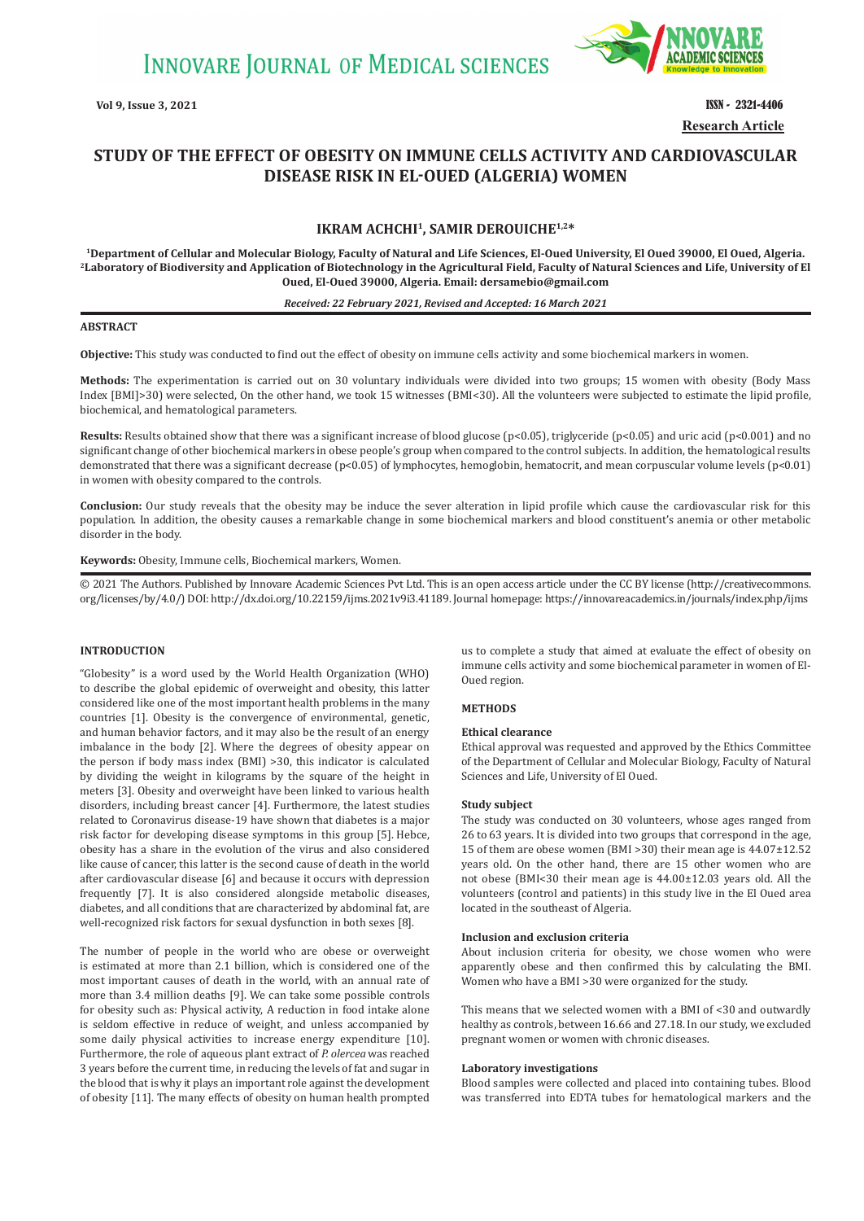**Research Article**

# STUDY OF THE EFFECT OF OBESITY ON IMMUNE CELLS ACTIVITY AND CARDIOVASCULAR DISEASE RISK IN EL-OUED (ALGERIA) WOMEN

**IKRAM ACHCHI[1], SAMIR DEROUICHE[1,2]***

[1]Department of Cellular and Molecular Biology, Faculty of Natural and Life Sciences, El-Oued University, El Oued 39000, El Oued, Algeria. [2]Laboratory of Biodiversity and Application of Biotechnology in the Agricultural Field, Faculty of Natural Sciences and Life, University of El Oued, El-Oued 39000, Algeria. Email: dersamebio@gmail.com

*Received: 22 February 2021, Revised and Accepted: 16 March 2021*

## ABSTRACT

**Objective:** This study was conducted to find out the effect of obesity on immune cells activity and some biochemical markers in women.

**Methods:** The experimentation is carried out on 30 voluntary individuals were divided into two groups; 15 women with obesity (Body Mass Index [BMI]>30) were selected, On the other hand, we took 15 witnesses (BMI<30). All the volunteers were subjected to estimate the lipid profile, biochemical, and hematological parameters.

**Results:** Results obtained show that there was a significant increase of blood glucose ($p<0.05$), triglyceride ($p<0.05$) and uric acid ($p<0.001$) and no significant change of other biochemical markers in obese people's group when compared to the control subjects. In addition, the hematological results demonstrated that there was a significant decrease ($p<0.05$) of lymphocytes, hemoglobin, hematocrit, and mean corpuscular volume levels ($p<0.01$) in women with obesity compared to the controls.

**Conclusion:** Our study reveals that the obesity may be induce the sever alteration in lipid profile which cause the cardiovascular risk for this population. In addition, the obesity causes a remarkable change in some biochemical markers and blood constituent's anemia or other metabolic disorder in the body.

**Keywords:** Obesity, Immune cells, Biochemical markers, Women.

© 2021 The Authors. Published by Innovare Academic Sciences Pvt Ltd. This is an open access article under the CC BY license (http://creativecommons.org/licenses/by/4.0/) DOI: http://dx.doi.org/10.22159/ijms.2021v9i3.41189. Journal homepage: https://innovareacademics.in/journals/index.php/ijms

## INTRODUCTION

"Globesity" is a word used by the World Health Organization (WHO) to describe the global epidemic of overweight and obesity, this latter considered like one of the most important health problems in the many countries [1]. Obesity is the convergence of environmental, genetic, and human behavior factors, and it may also be the result of an energy imbalance in the body [2]. Where the degrees of obesity appear on the person if body mass index (BMI) >30, this indicator is calculated by dividing the weight in kilograms by the square of the height in meters [3]. Obesity and overweight have been linked to various health disorders, including breast cancer [4]. Furthermore, the latest studies related to Coronavirus disease-19 have shown that diabetes is a major risk factor for developing disease symptoms in this group [5]. Hebce, obesity has a share in the evolution of the virus and also considered like cause of cancer, this latter is the second cause of death in the world after cardiovascular disease [6] and because it occurs with depression frequently [7]. It is also considered alongside metabolic diseases, diabetes, and all conditions that are characterized by abdominal fat, are well-recognized risk factors for sexual dysfunction in both sexes [8].

The number of people in the world who are obese or overweight is estimated at more than 2.1 billion, which is considered one of the most important causes of death in the world, with an annual rate of more than 3.4 million deaths [9]. We can take some possible controls for obesity such as: Physical activity, A reduction in food intake alone is seldom effective in reduce of weight, and unless accompanied by some daily physical activities to increase energy expenditure [10]. Furthermore, the role of aqueous plant extract of *P. olercea* was reached 3 years before the current time, in reducing the levels of fat and sugar in the blood that is why it plays an important role against the development of obesity [11]. The many effects of obesity on human health prompted us to complete a study that aimed at evaluate the effect of obesity on immune cells activity and some biochemical parameter in women of El-Oued region.

## METHODS

### Ethical clearance

Ethical approval was requested and approved by the Ethics Committee of the Department of Cellular and Molecular Biology, Faculty of Natural Sciences and Life, University of El Oued.

### Study subject

The study was conducted on 30 volunteers, whose ages ranged from 26 to 63 years. It is divided into two groups that correspond in the age, 15 of them are obese women (BMI >30) their mean age is 44.07±12.52 years old. On the other hand, there are 15 other women who are not obese (BMI<30 their mean age is 44.00±12.03 years old. All the volunteers (control and patients) in this study live in the El Oued area located in the southeast of Algeria.

### Inclusion and exclusion criteria

About inclusion criteria for obesity, we chose women who were apparently obese and then confirmed this by calculating the BMI. Women who have a BMI >30 were organized for the study.

This means that we selected women with a BMI of <30 and outwardly healthy as controls, between 16.66 and 27.18. In our study, we excluded pregnant women or women with chronic diseases.

### Laboratory investigations

Blood samples were collected and placed into containing tubes. Blood was transferred into EDTA tubes for hematological markers and the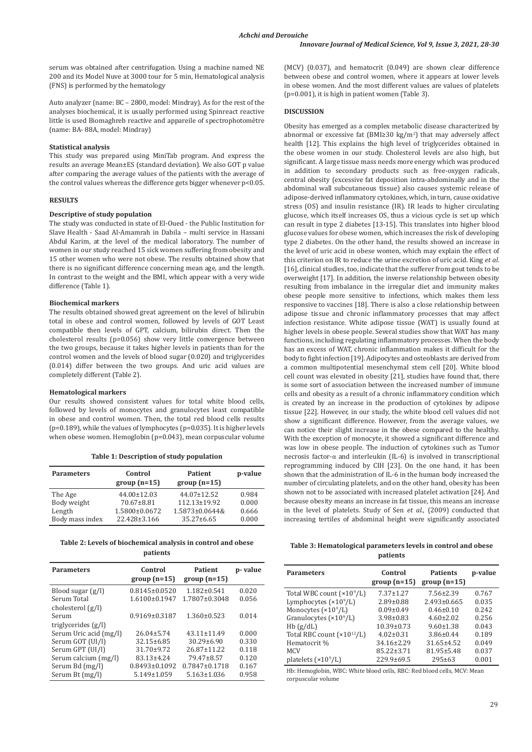serum was obtained after centrifugation. Using a machine named NE 200 and its Model Nuve at 3000 tour for 5 min, Hematological analysis (FNS) is performed by the hematology

Auto analyzer (name: BC – 2800, model: Mindray). As for the rest of the analyses biochemical, it is usually performed using Spinreact reactive little is used Biomaghreb reactive and appareile of spectrophotomètre (name: BA- 88A, model: Mindray)

**Statistical analysis**

This study was prepared using MiniTab program. And express the results an average Mean±ES (standard deviation). We also GOT p value after comparing the average values of the patients with the average of the control values whereas the difference gets bigger whenever p<0.05.

## RESULTS

**Descriptive of study population**

The study was conducted in state of El-Oued - the Public Institution for Slave Health - Saad Al-Amamrah in Dabila – multi service in Hassani Abdul Karim, at the level of the medical laboratory. The number of women in our study reached 15 sick women suffering from obesity and 15 other women who were not obese. The results obtained show that there is no significant difference concerning mean age, and the length. In contrast to the weight and the BMI, which appear with a very wide difference (Table 1).

**Biochemical markers**

The results obtained showed great agreement on the level of bilirubin total in obese and control women, followed by levels of GOT Least compatible then levels of GPT, calcium, bilirubin direct. Then the cholesterol results (p=0.056) show very little convergence between the two groups, because it takes higher levels in patients than for the control women and the levels of blood sugar (0.020) and triglycerides (0.014) differ between the two groups. And uric acid values are completely different (Table 2).

**Hematological markers**

Our results showed consistent values for total white blood cells, followed by levels of monocytes and granulocytes least compatible in obese and control women. Then, the total red blood cells results (p=0.189), while the values of lymphocytes (p=0.035). It is higher levels when obese women. Hemoglobin (p=0.043), mean corpuscular volume (MCV) (0.037), and hematocrit (0.049) are shown clear difference between obese and control women, where it appears at lower levels in obese women. And the most different values are values of platelets (p=0.001), it is high in patient women (Table 3).

**Table 1: Description of study population**

| Parameters | Control group (n=15) | Patient group (n=15) | p-value |
|---|---|---|---|
| The Age | 44.00±12.03 | 44.07±12.52 | 0.984 |
| Body weight | 70.67±8.81 | 112.13±19.92 | 0.000 |
| Length | 1.5800±0.0672 | 1.5873±0.0644& | 0.666 |
| Body mass index | 22.428±3.166 | 35.27±6.65 | 0.000 |

**Table 2: Levels of biochemical analysis in control and obese patients**

| Parameters | Control group (n=15) | Patient group (n=15) | p- value |
|---|---|---|---|
| Blood sugar (g/l) | 0.8145±0.0520 | 1.182±0.541 | 0.020 |
| Serum Total cholesterol (g/l) | 1.6100±0.1947 | 1.7807±0.3048 | 0.056 |
| Serum triglycerides (g/l) | 0.9169±0.3187 | 1.360±0.523 | 0.014 |
| Serum Uric acid (mg/l) | 26.04±5.74 | 43.11±11.49 | 0.000 |
| Serum GOT (UI/l) | 32.15±6.85 | 30.29±6.90 | 0.330 |
| Serum GPT (UI/l) | 31.70±9.72 | 26.87±11.22 | 0.118 |
| Serum calcium (mg/l) | 83.13±4.24 | 79.47±8.57 | 0.120 |
| Serum Bd (mg/l) | 0.8493±0.1092 | 0.7847±0.1718 | 0.167 |
| Serum Bt (mg/l) | 5.149±1.059 | 5.163±1.036 | 0.958 |

## DISCUSSION

Obesity has emerged as a complex metabolic disease characterized by abnormal or excessive fat (BMI≥30 kg/m$^2$) that may adversely affect health [12]. This explains the high level of triglycerides obtained in the obese women in our study. Cholesterol levels are also high, but significant. A large tissue mass needs more energy which was produced in addition to secondary products such as free-oxygen radicals, central obesity (excessive fat deposition intra-abdominally and in the abdominal wall subcutaneous tissue) also causes systemic release of adipose-derived inflammatory cytokines, which, in turn, cause oxidative stress (OS) and insulin resistance (IR). IR leads to higher circulating glucose, which itself increases OS, thus a vicious cycle is set up which can result in type 2 diabetes [13-15]. This translates into higher blood glucose values for obese women, which increases the risk of developing type 2 diabetes. On the other hand, the results showed an increase in the level of uric acid in obese women, which may explain the effect of this criterion on IR to reduce the urine excretion of uric acid. King *et al*. [16], clinical studies, too, indicate that the sufferer from gout tends to be overweight [17]. In addition, the inverse relationship between obesity resulting from imbalance in the irregular diet and immunity makes obese people more sensitive to infections, which makes them less responsive to vaccines [18]. There is also a close relationship between adipose tissue and chronic inflammatory processes that may affect infection resistance. White adipose tissue (WAT) is usually found at higher levels in obese people. Several studies show that WAT has many functions, including regulating inflammatory processes. When the body has an excess of WAT, chronic inflammation makes it difficult for the body to fight infection [19]. Adipocytes and osteoblasts are derived from a common multipotential mesenchymal stem cell [20]. White blood cell count was elevated in obesity [21], studies have found that, there is some sort of association between the increased number of immune cells and obesity as a result of a chronic inflammatory condition which is created by an increase in the production of cytokines by adipose tissue [22]. However, in our study, the white blood cell values did not show a significant difference. However, from the average values, we can notice their slight increase in the obese compared to the healthy. With the exception of monocyte, it showed a significant difference and was low in obese people. The induction of cytokines such as Tumor necrosis factor-α and interleukin (IL-6) is involved in transcriptional reprogramming induced by CIH [23]. On the one hand, it has been shown that the administration of IL-6 in the human body increased the number of circulating platelets, and on the other hand, obesity has been shown not to be associated with increased platelet activation [24]. And because obesity means an increase in fat tissue, this means an increase in the level of platelets. Study of Sen *et al*., (2009) conducted that increasing tertiles of abdominal height were significantly associated

**Table 3: Hematological parameters levels in control and obese patients**

| Parameters | Control group (n=15) | Patients group (n=15) | p-value |
|---|---|---|---|
| Total WBC count (×10$^9$/L) | 7.37±1.27 | 7.56±2.39 | 0.767 |
| Lymphocytes (×10$^9$/L) | 2.89±0.88 | 2.493±0.665 | 0.035 |
| Monocytes (×10$^9$/L) | 0.09±0.49 | 0.46±0.10 | 0.242 |
| Granulocytes (×10$^9$/L) | 3.98±0.83 | 4.60±2.02 | 0.256 |
| Hb (g/dL) | 10.39±0.73 | 9.60±1.38 | 0.043 |
| Total RBC count (×10$^{12}$/L) | 4.02±0.31 | 3.86±0.44 | 0.189 |
| Hematocrit % | 34.16±2.29 | 31.65±4.52 | 0.049 |
| MCV | 85.22±3.71 | 81.95±5.48 | 0.037 |
| platelets (×10$^9$/L) | 229.9±69.5 | 295±63 | 0.001 |

Hb: Hemoglobin, WBC: White blood cells, RBC: Red blood cells, MCV: Mean corpuscular volume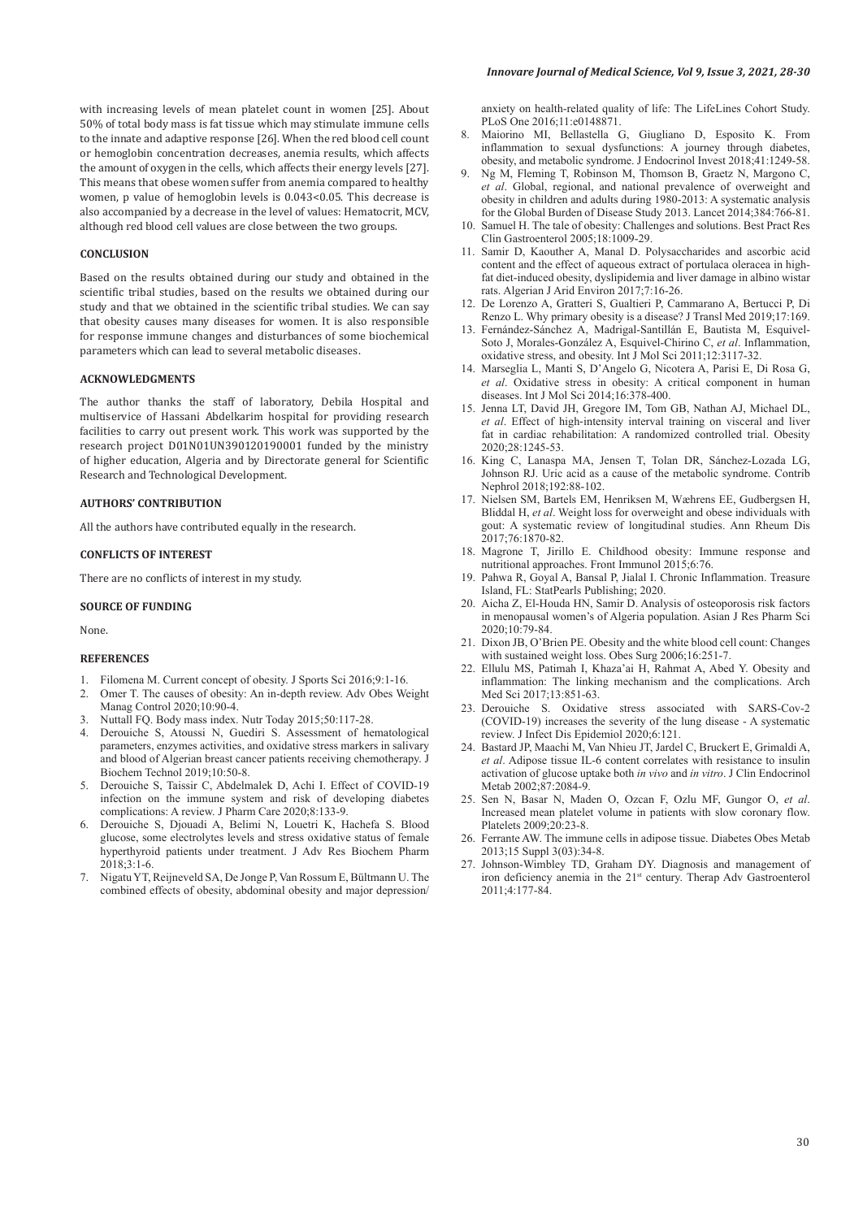with increasing levels of mean platelet count in women [25]. About 50% of total body mass is fat tissue which may stimulate immune cells to the innate and adaptive response [26]. When the red blood cell count or hemoglobin concentration decreases, anemia results, which affects the amount of oxygen in the cells, which affects their energy levels [27]. This means that obese women suffer from anemia compared to healthy women, p value of hemoglobin levels is 0.043<0.05. This decrease is also accompanied by a decrease in the level of values: Hematocrit, MCV, although red blood cell values are close between the two groups.

## CONCLUSION

Based on the results obtained during our study and obtained in the scientific tribal studies, based on the results we obtained during our study and that we obtained in the scientific tribal studies. We can say that obesity causes many diseases for women. It is also responsible for response immune changes and disturbances of some biochemical parameters which can lead to several metabolic diseases.

## ACKNOWLEDGMENTS

The author thanks the staff of laboratory, Debila Hospital and multiservice of Hassani Abdelkarim hospital for providing research facilities to carry out present work. This work was supported by the research project D01N01UN390120190001 funded by the ministry of higher education, Algeria and by Directorate general for Scientific Research and Technological Development.

## AUTHORS' CONTRIBUTION

All the authors have contributed equally in the research.

## CONFLICTS OF INTEREST

There are no conflicts of interest in my study.

## SOURCE OF FUNDING

None.

## REFERENCES

1. Filomena M. Current concept of obesity. J Sports Sci 2016;9:1-16.
2. Omer T. The causes of obesity: An in-depth review. Adv Obes Weight Manag Control 2020;10:90-4.
3. Nuttall FQ. Body mass index. Nutr Today 2015;50:117-28.
4. Derouiche S, Atoussi N, Guediri S. Assessment of hematological parameters, enzymes activities, and oxidative stress markers in salivary and blood of Algerian breast cancer patients receiving chemotherapy. J Biochem Technol 2019;10:50-8.
5. Derouiche S, Taissir C, Abdelmalek D, Achi I. Effect of COVID-19 infection on the immune system and risk of developing diabetes complications: A review. J Pharm Care 2020;8:133-9.
6. Derouiche S, Djouadi A, Belimi N, Louetri K, Hachefa S. Blood glucose, some electrolytes levels and stress oxidative status of female hyperthyroid patients under treatment. J Adv Res Biochem Pharm 2018;3:1-6.
7. Nigatu YT, Reijneveld SA, De Jonge P, Van Rossum E, Bültmann U. The combined effects of obesity, abdominal obesity and major depression/anxiety on health-related quality of life: The LifeLines Cohort Study. PLoS One 2016;11:e0148871.
8. Maiorino MI, Bellastella G, Giugliano D, Esposito K. From inflammation to sexual dysfunctions: A journey through diabetes, obesity, and metabolic syndrome. J Endocrinol Invest 2018;41:1249-58.
9. Ng M, Fleming T, Robinson M, Thomson B, Graetz N, Margono C, *et al*. Global, regional, and national prevalence of overweight and obesity in children and adults during 1980-2013: A systematic analysis for the Global Burden of Disease Study 2013. Lancet 2014;384:766-81.
10. Samuel H. The tale of obesity: Challenges and solutions. Best Pract Res Clin Gastroenterol 2005;18:1009-29.
11. Samir D, Kaouther A, Manal D. Polysaccharides and ascorbic acid content and the effect of aqueous extract of portulaca oleracea in high-fat diet-induced obesity, dyslipidemia and liver damage in albino wistar rats. Algerian J Arid Environ 2017;7:16-26.
12. De Lorenzo A, Gratteri S, Gualtieri P, Cammarano A, Bertucci P, Di Renzo L. Why primary obesity is a disease? J Transl Med 2019;17:169.
13. Fernández-Sánchez A, Madrigal-Santillán E, Bautista M, Esquivel-Soto J, Morales-González A, Esquivel-Chirino C, *et al*. Inflammation, oxidative stress, and obesity. Int J Mol Sci 2011;12:3117-32.
14. Marseglia L, Manti S, D'Angelo G, Nicotera A, Parisi E, Di Rosa G, *et al*. Oxidative stress in obesity: A critical component in human diseases. Int J Mol Sci 2014;16:378-400.
15. Jenna LT, David JH, Gregore IM, Tom GB, Nathan AJ, Michael DL, *et al*. Effect of high-intensity interval training on visceral and liver fat in cardiac rehabilitation: A randomized controlled trial. Obesity 2020;28:1245-53.
16. King C, Lanaspa MA, Jensen T, Tolan DR, Sánchez-Lozada LG, Johnson RJ. Uric acid as a cause of the metabolic syndrome. Contrib Nephrol 2018;192:88-102.
17. Nielsen SM, Bartels EM, Henriksen M, Wæhrens EE, Gudbergsen H, Bliddal H, *et al*. Weight loss for overweight and obese individuals with gout: A systematic review of longitudinal studies. Ann Rheum Dis 2017;76:1870-82.
18. Magrone T, Jirillo E. Childhood obesity: Immune response and nutritional approaches. Front Immunol 2015;6:76.
19. Pahwa R, Goyal A, Bansal P, Jialal I. Chronic Inflammation. Treasure Island, FL: StatPearls Publishing; 2020.
20. Aicha Z, El-Houda HN, Samir D. Analysis of osteoporosis risk factors in menopausal women's of Algeria population. Asian J Res Pharm Sci 2020;10:79-84.
21. Dixon JB, O'Brien PE. Obesity and the white blood cell count: Changes with sustained weight loss. Obes Surg 2006;16:251-7.
22. Ellulu MS, Patimah I, Khaza'ai H, Rahmat A, Abed Y. Obesity and inflammation: The linking mechanism and the complications. Arch Med Sci 2017;13:851-63.
23. Derouiche S. Oxidative stress associated with SARS-Cov-2 (COVID-19) increases the severity of the lung disease - A systematic review. J Infect Dis Epidemiol 2020;6:121.
24. Bastard JP, Maachi M, Van Nhieu JT, Jardel C, Bruckert E, Grimaldi A, *et al*. Adipose tissue IL-6 content correlates with resistance to insulin activation of glucose uptake both *in vivo* and *in vitro*. J Clin Endocrinol Metab 2002;87:2084-9.
25. Sen N, Basar N, Maden O, Ozcan F, Ozlu MF, Gungor O, *et al*. Increased mean platelet volume in patients with slow coronary flow. Platelets 2009;20:23-8.
26. Ferrante AW. The immune cells in adipose tissue. Diabetes Obes Metab 2013;15 Suppl 3(03):34-8.
27. Johnson-Wimbley TD, Graham DY. Diagnosis and management of iron deficiency anemia in the 21st century. Therap Adv Gastroenterol 2011;4:177-84.